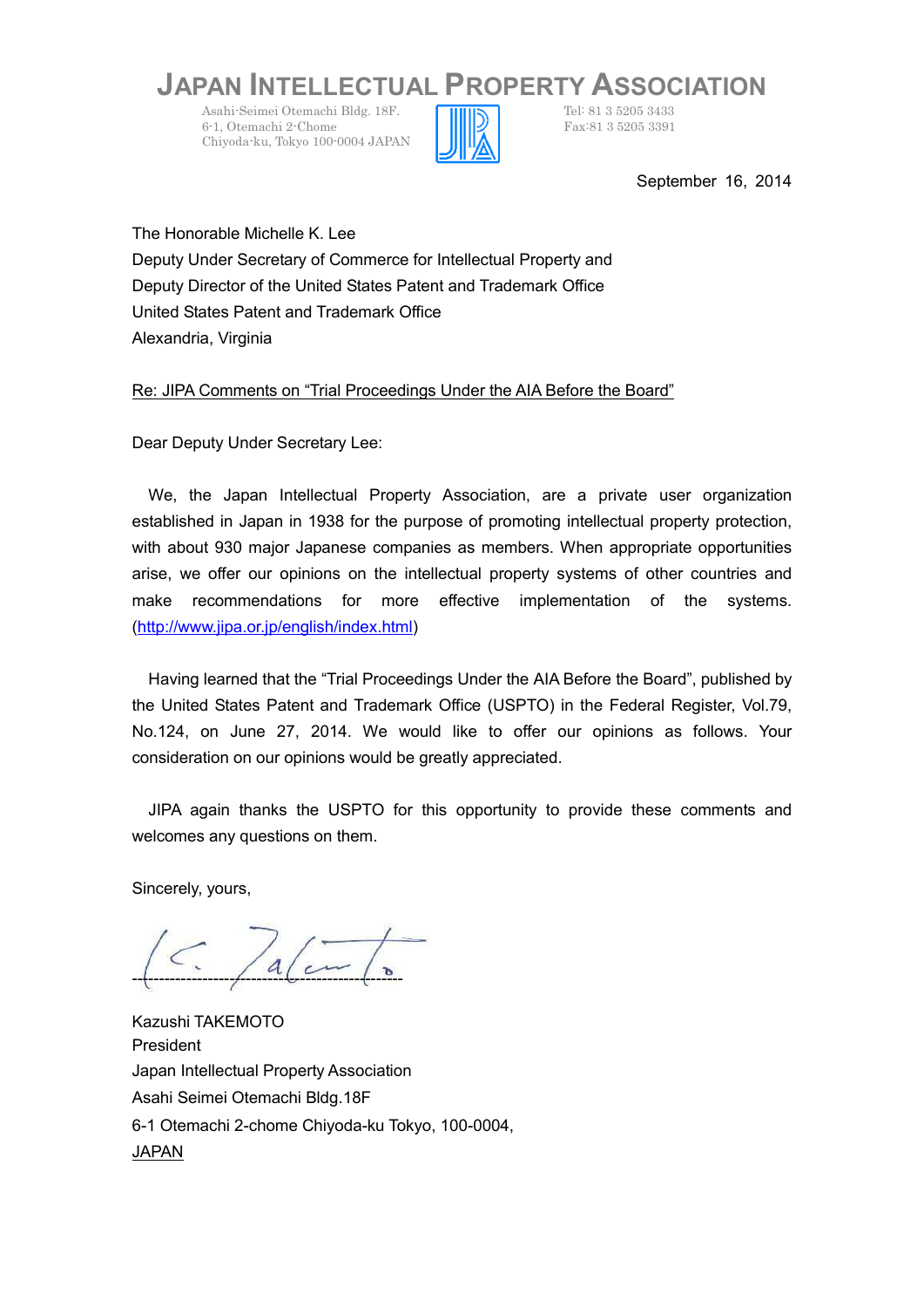# JAPAN INTELLECTUAL PROPERTY ASSOCIATION

Asahi-Seimei Otemachi Bldg. 18F.
6-1, Otemachi 2-Chome
Chiyoda-ku, Tokyo 100-0004 JAPAN

Tel: 81 3 5205 3433
Fax:81 3 5205 3391

September 16, 2014

The Honorable Michelle K. Lee
Deputy Under Secretary of Commerce for Intellectual Property and
Deputy Director of the United States Patent and Trademark Office
United States Patent and Trademark Office
Alexandria, Virginia

Re: JIPA Comments on "Trial Proceedings Under the AIA Before the Board"

Dear Deputy Under Secretary Lee:

We, the Japan Intellectual Property Association, are a private user organization established in Japan in 1938 for the purpose of promoting intellectual property protection, with about 930 major Japanese companies as members. When appropriate opportunities arise, we offer our opinions on the intellectual property systems of other countries and make recommendations for more effective implementation of the systems. (http://www.jipa.or.jp/english/index.html)

Having learned that the "Trial Proceedings Under the AIA Before the Board", published by the United States Patent and Trademark Office (USPTO) in the Federal Register, Vol.79, No.124, on June 27, 2014. We would like to offer our opinions as follows. Your consideration on our opinions would be greatly appreciated.

JIPA again thanks the USPTO for this opportunity to provide these comments and welcomes any questions on them.

Sincerely, yours,

Kazushi TAKEMOTO
President
Japan Intellectual Property Association
Asahi Seimei Otemachi Bldg.18F
6-1 Otemachi 2-chome Chiyoda-ku Tokyo, 100-0004,
JAPAN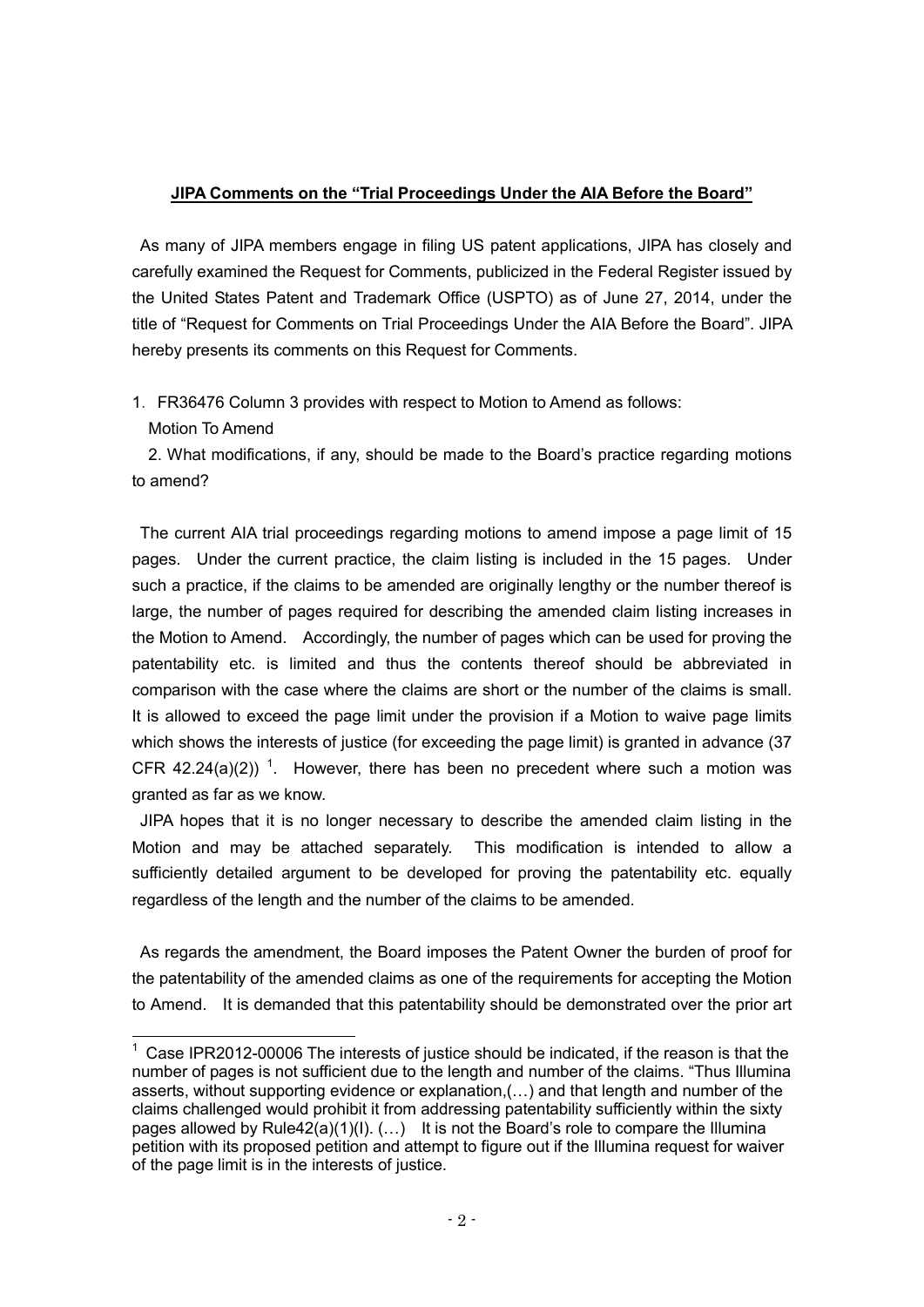## **JIPA Comments on the "Trial Proceedings Under the AIA Before the Board"**

As many of JIPA members engage in filing US patent applications, JIPA has closely and carefully examined the Request for Comments, publicized in the Federal Register issued by the United States Patent and Trademark Office (USPTO) as of June 27, 2014, under the title of "Request for Comments on Trial Proceedings Under the AIA Before the Board". JIPA hereby presents its comments on this Request for Comments.

1. FR36476 Column 3 provides with respect to Motion to Amend as follows:

   Motion To Amend

   2. What modifications, if any, should be made to the Board's practice regarding motions to amend?

The current AIA trial proceedings regarding motions to amend impose a page limit of 15 pages. Under the current practice, the claim listing is included in the 15 pages. Under such a practice, if the claims to be amended are originally lengthy or the number thereof is large, the number of pages required for describing the amended claim listing increases in the Motion to Amend. Accordingly, the number of pages which can be used for proving the patentability etc. is limited and thus the contents thereof should be abbreviated in comparison with the case where the claims are short or the number of the claims is small. It is allowed to exceed the page limit under the provision if a Motion to waive page limits which shows the interests of justice (for exceeding the page limit) is granted in advance (37 CFR 42.24(a)(2)) [1]. However, there has been no precedent where such a motion was granted as far as we know.

JIPA hopes that it is no longer necessary to describe the amended claim listing in the Motion and may be attached separately. This modification is intended to allow a sufficiently detailed argument to be developed for proving the patentability etc. equally regardless of the length and the number of the claims to be amended.

As regards the amendment, the Board imposes the Patent Owner the burden of proof for the patentability of the amended claims as one of the requirements for accepting the Motion to Amend. It is demanded that this patentability should be demonstrated over the prior art

---

[1] Case IPR2012-00006 The interests of justice should be indicated, if the reason is that the number of pages is not sufficient due to the length and number of the claims. "Thus Illumina asserts, without supporting evidence or explanation,(…) and that length and number of the claims challenged would prohibit it from addressing patentability sufficiently within the sixty pages allowed by Rule42(a)(1)(I). (…) It is not the Board's role to compare the Illumina petition with its proposed petition and attempt to figure out if the Illumina request for waiver of the page limit is in the interests of justice.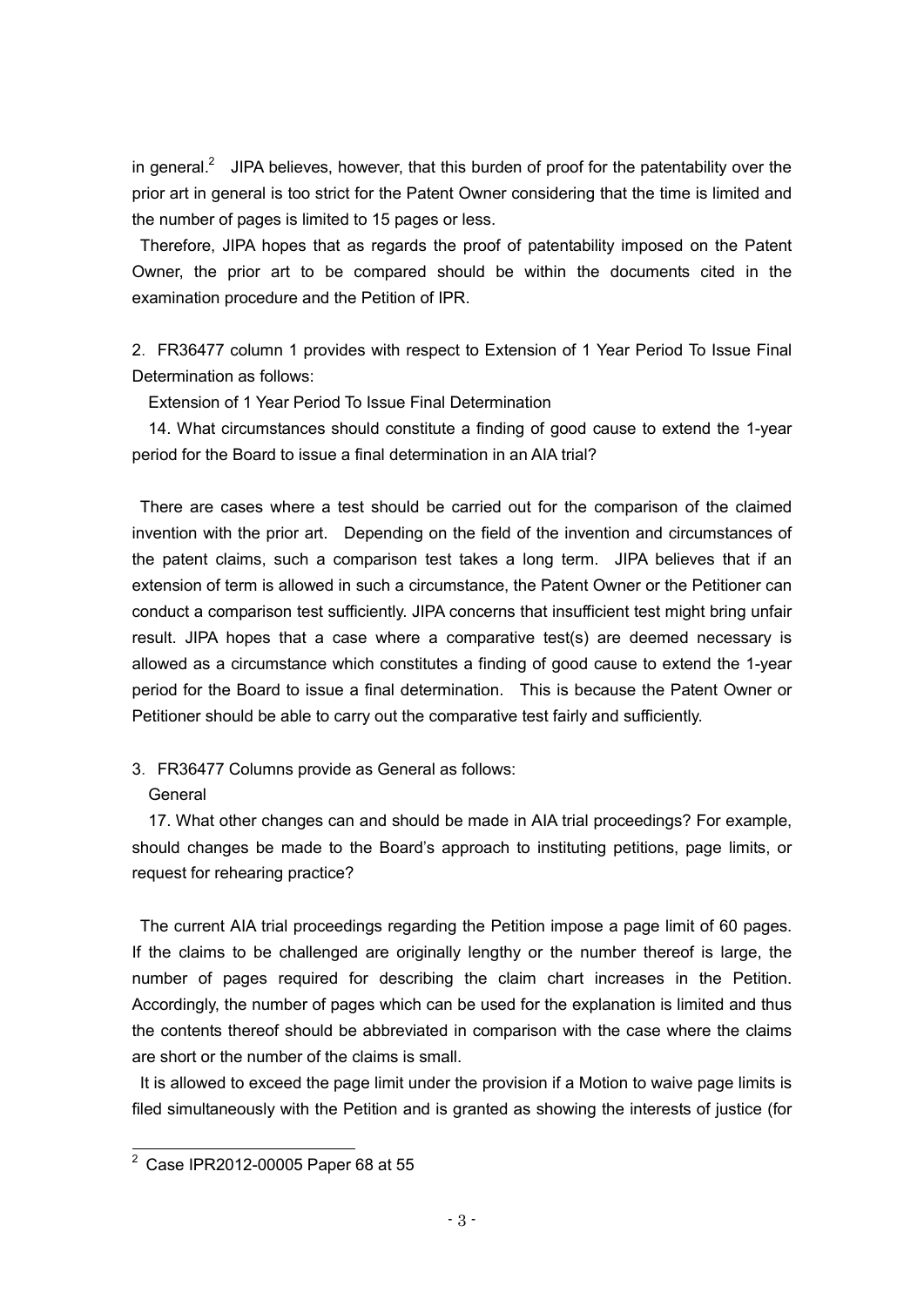in general.[2] JIPA believes, however, that this burden of proof for the patentability over the prior art in general is too strict for the Patent Owner considering that the time is limited and the number of pages is limited to 15 pages or less.

Therefore, JIPA hopes that as regards the proof of patentability imposed on the Patent Owner, the prior art to be compared should be within the documents cited in the examination procedure and the Petition of IPR.

2. FR36477 column 1 provides with respect to Extension of 1 Year Period To Issue Final Determination as follows:

Extension of 1 Year Period To Issue Final Determination

14. What circumstances should constitute a finding of good cause to extend the 1-year period for the Board to issue a final determination in an AIA trial?

There are cases where a test should be carried out for the comparison of the claimed invention with the prior art. Depending on the field of the invention and circumstances of the patent claims, such a comparison test takes a long term. JIPA believes that if an extension of term is allowed in such a circumstance, the Patent Owner or the Petitioner can conduct a comparison test sufficiently. JIPA concerns that insufficient test might bring unfair result. JIPA hopes that a case where a comparative test(s) are deemed necessary is allowed as a circumstance which constitutes a finding of good cause to extend the 1-year period for the Board to issue a final determination. This is because the Patent Owner or Petitioner should be able to carry out the comparative test fairly and sufficiently.

3. FR36477 Columns provide as General as follows:

General

17. What other changes can and should be made in AIA trial proceedings? For example, should changes be made to the Board's approach to instituting petitions, page limits, or request for rehearing practice?

The current AIA trial proceedings regarding the Petition impose a page limit of 60 pages. If the claims to be challenged are originally lengthy or the number thereof is large, the number of pages required for describing the claim chart increases in the Petition. Accordingly, the number of pages which can be used for the explanation is limited and thus the contents thereof should be abbreviated in comparison with the case where the claims are short or the number of the claims is small.

It is allowed to exceed the page limit under the provision if a Motion to waive page limits is filed simultaneously with the Petition and is granted as showing the interests of justice (for

---

[2] Case IPR2012-00005 Paper 68 at 55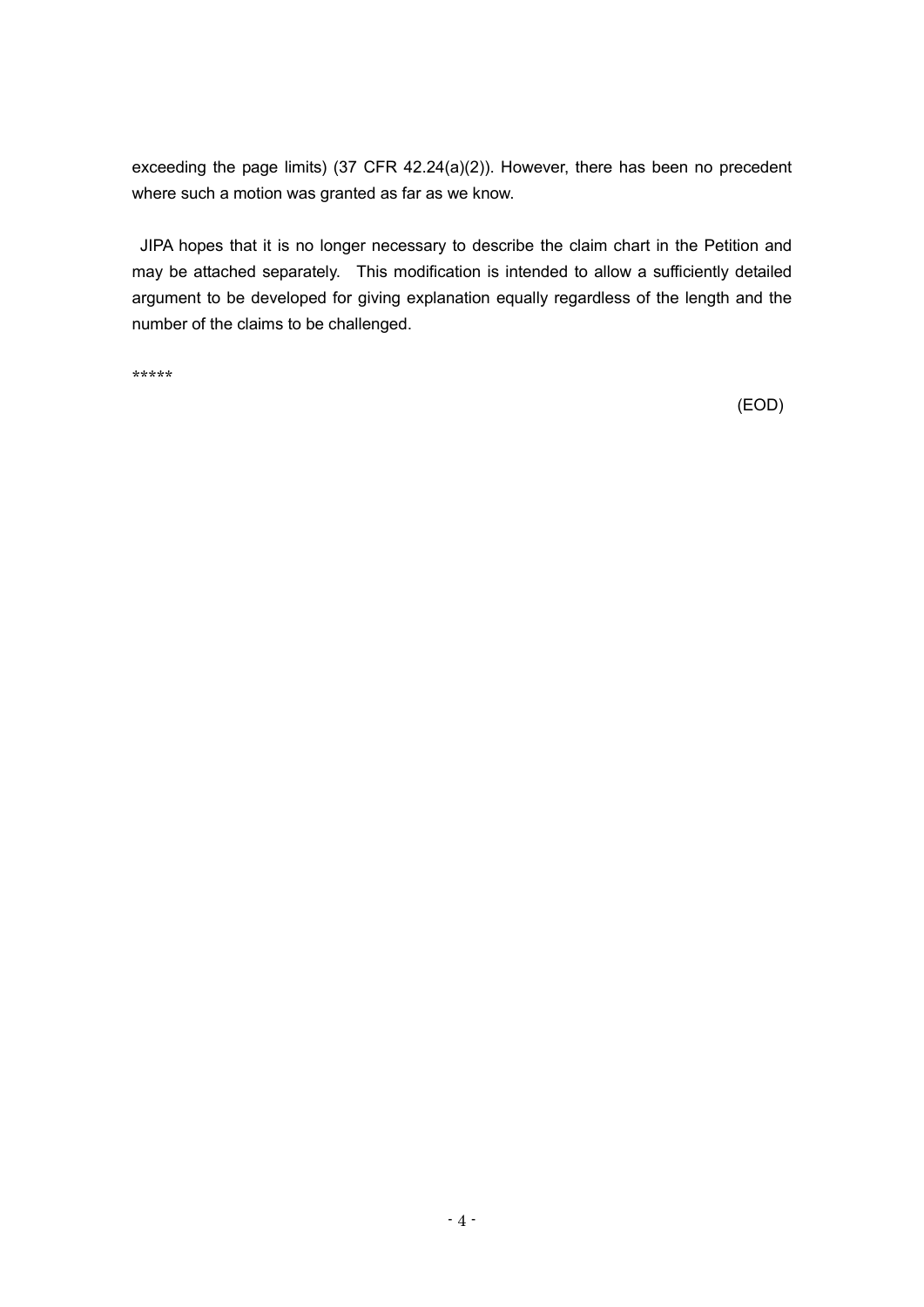exceeding the page limits) (37 CFR 42.24(a)(2)). However, there has been no precedent where such a motion was granted as far as we know.

JIPA hopes that it is no longer necessary to describe the claim chart in the Petition and may be attached separately. This modification is intended to allow a sufficiently detailed argument to be developed for giving explanation equally regardless of the length and the number of the claims to be challenged.

*****

(EOD)